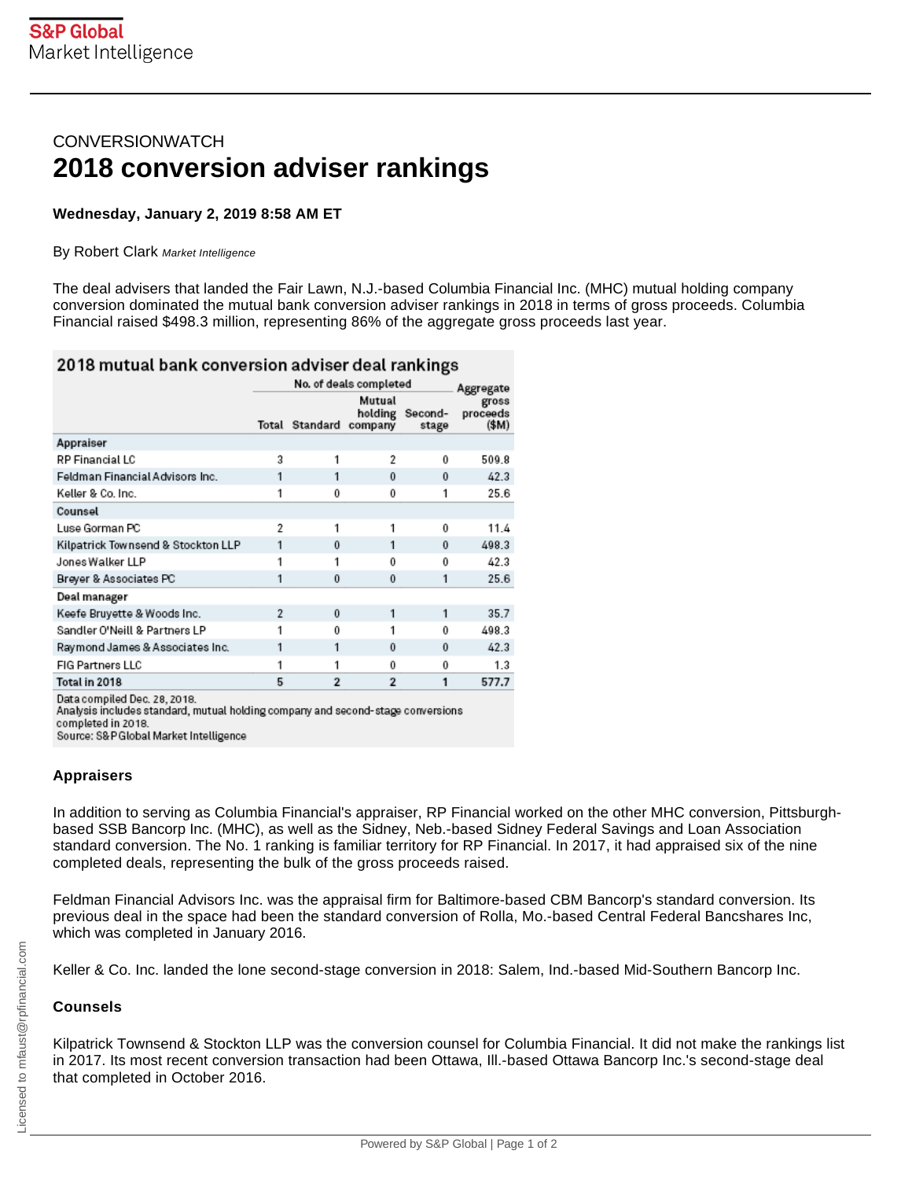CONVERSIONWATCH

# 2018 conversion adviser rankings

**Wednesday, January 2, 2019 8:58 AM ET**

By Robert Clark *Market Intelligence*

The deal advisers that landed the Fair Lawn, N.J.-based Columbia Financial Inc. (MHC) mutual holding company conversion dominated the mutual bank conversion adviser rankings in 2018 in terms of gross proceeds. Columbia Financial raised $498.3 million, representing 86% of the aggregate gross proceeds last year.

**2018 mutual bank conversion adviser deal rankings**

| | No. of deals completed | | | | Aggregate gross proceeds ($M) |
|---|---|---|---|---|---|
| | Total | Standard | Mutual holding company | Second-stage | |
| **Appraiser** | | | | | |
| RP Financial LC | 3 | 1 | 2 | 0 | 509.8 |
| Feldman Financial Advisors Inc. | 1 | 1 | 0 | 0 | 42.3 |
| Keller & Co. Inc. | 1 | 0 | 0 | 1 | 25.6 |
| **Counsel** | | | | | |
| Luse Gorman PC | 2 | 1 | 1 | 0 | 11.4 |
| Kilpatrick Townsend & Stockton LLP | 1 | 0 | 1 | 0 | 498.3 |
| Jones Walker LLP | 1 | 1 | 0 | 0 | 42.3 |
| Breyer & Associates PC | 1 | 0 | 0 | 1 | 25.6 |
| **Deal manager** | | | | | |
| Keefe Bruyette & Woods Inc. | 2 | 0 | 1 | 1 | 35.7 |
| Sandler O'Neill & Partners LP | 1 | 0 | 1 | 0 | 498.3 |
| Raymond James & Associates Inc. | 1 | 1 | 0 | 0 | 42.3 |
| FIG Partners LLC | 1 | 1 | 0 | 0 | 1.3 |
| **Total in 2018** | **5** | **2** | **2** | **1** | **577.7** |

Data compiled Dec. 28, 2018.
Analysis includes standard, mutual holding company and second-stage conversions completed in 2018.
Source: S&P Global Market Intelligence

### Appraisers

In addition to serving as Columbia Financial's appraiser, RP Financial worked on the other MHC conversion, Pittsburgh-based SSB Bancorp Inc. (MHC), as well as the Sidney, Neb.-based Sidney Federal Savings and Loan Association standard conversion. The No. 1 ranking is familiar territory for RP Financial. In 2017, it had appraised six of the nine completed deals, representing the bulk of the gross proceeds raised.

Feldman Financial Advisors Inc. was the appraisal firm for Baltimore-based CBM Bancorp's standard conversion. Its previous deal in the space had been the standard conversion of Rolla, Mo.-based Central Federal Bancshares Inc, which was completed in January 2016.

Keller & Co. Inc. landed the lone second-stage conversion in 2018: Salem, Ind.-based Mid-Southern Bancorp Inc.

### Counsels

Kilpatrick Townsend & Stockton LLP was the conversion counsel for Columbia Financial. It did not make the rankings list in 2017. Its most recent conversion transaction had been Ottawa, Ill.-based Ottawa Bancorp Inc.'s second-stage deal that completed in October 2016.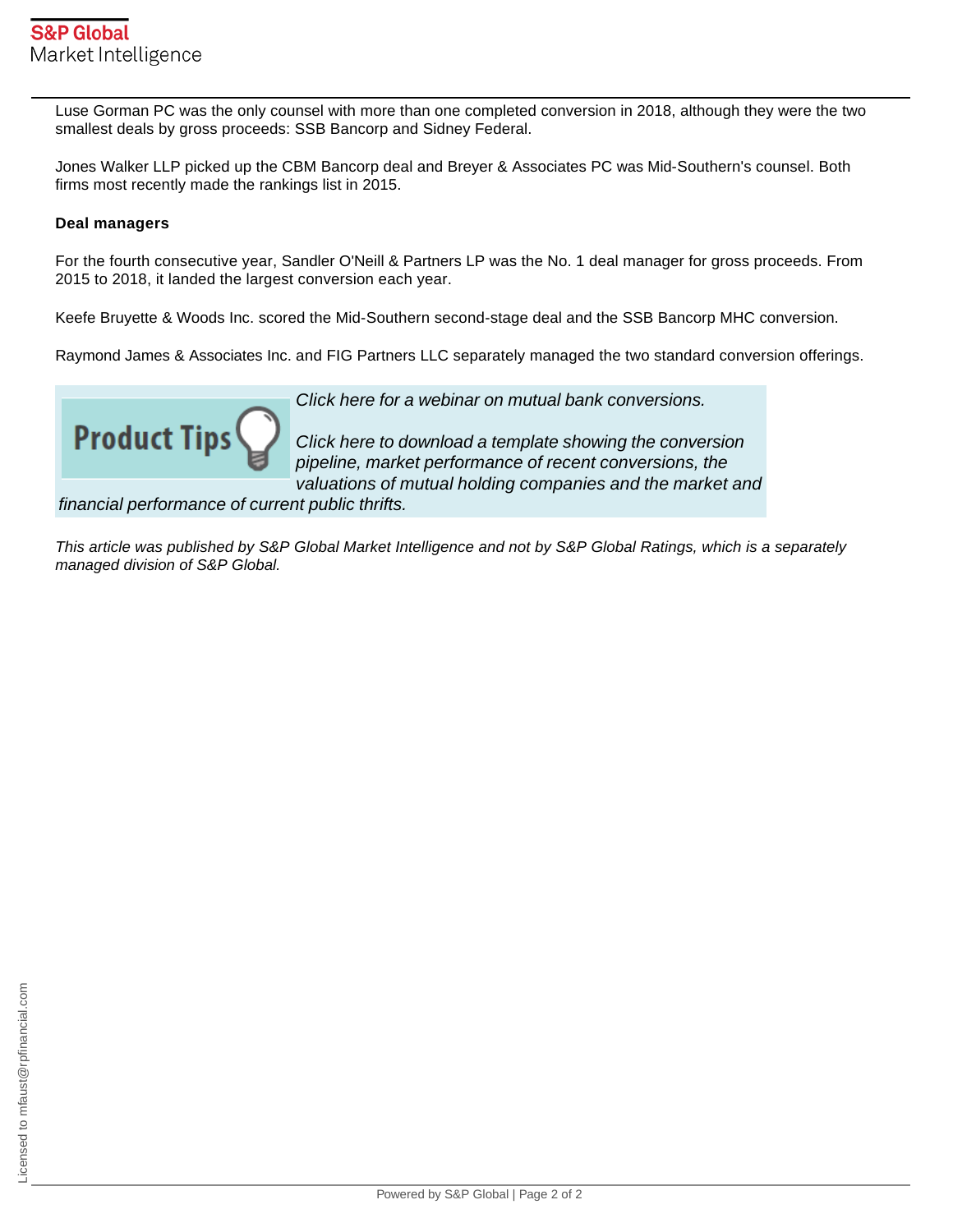Luse Gorman PC was the only counsel with more than one completed conversion in 2018, although they were the two smallest deals by gross proceeds: SSB Bancorp and Sidney Federal.

Jones Walker LLP picked up the CBM Bancorp deal and Breyer & Associates PC was Mid-Southern's counsel. Both firms most recently made the rankings list in 2015.

**Deal managers**

For the fourth consecutive year, Sandler O'Neill & Partners LP was the No. 1 deal manager for gross proceeds. From 2015 to 2018, it landed the largest conversion each year.

Keefe Bruyette & Woods Inc. scored the Mid-Southern second-stage deal and the SSB Bancorp MHC conversion.

Raymond James & Associates Inc. and FIG Partners LLC separately managed the two standard conversion offerings.

Product Tips

*Click here for a webinar on mutual bank conversions.*

*Click here to download a template showing the conversion pipeline, market performance of recent conversions, the valuations of mutual holding companies and the market and financial performance of current public thrifts.*

*This article was published by S&P Global Market Intelligence and not by S&P Global Ratings, which is a separately managed division of S&P Global.*